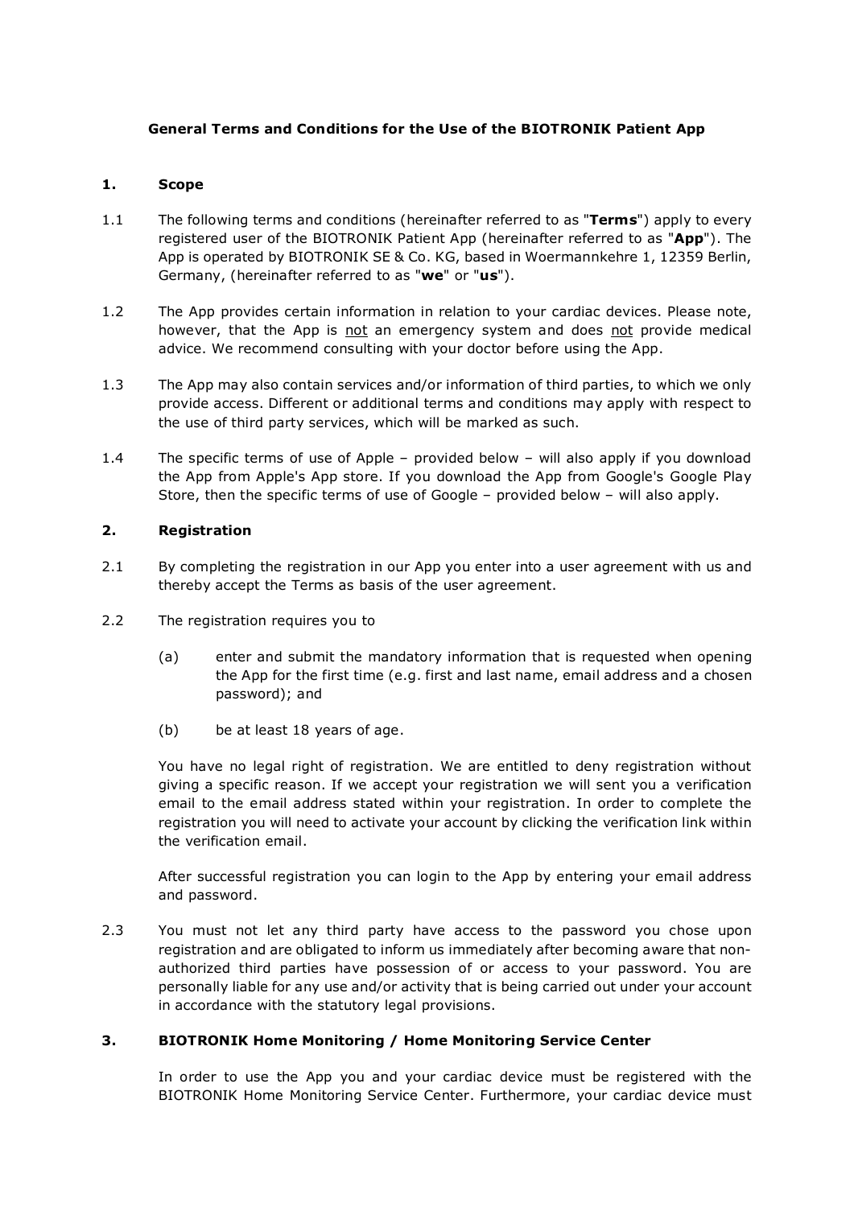**General Terms and Conditions for the Use of the BIOTRONIK Patient App**

## 1. Scope

1.1 The following terms and conditions (hereinafter referred to as "**Terms**") apply to every registered user of the BIOTRONIK Patient App (hereinafter referred to as "**App**"). The App is operated by BIOTRONIK SE & Co. KG, based in Woermannkehre 1, 12359 Berlin, Germany, (hereinafter referred to as "**we**" or "**us**").

1.2 The App provides certain information in relation to your cardiac devices. Please note, however, that the App is not an emergency system and does not provide medical advice. We recommend consulting with your doctor before using the App.

1.3 The App may also contain services and/or information of third parties, to which we only provide access. Different or additional terms and conditions may apply with respect to the use of third party services, which will be marked as such.

1.4 The specific terms of use of Apple – provided below – will also apply if you download the App from Apple's App store. If you download the App from Google's Google Play Store, then the specific terms of use of Google – provided below – will also apply.

## 2. Registration

2.1 By completing the registration in our App you enter into a user agreement with us and thereby accept the Terms as basis of the user agreement.

2.2 The registration requires you to

(a) enter and submit the mandatory information that is requested when opening the App for the first time (e.g. first and last name, email address and a chosen password); and

(b) be at least 18 years of age.

You have no legal right of registration. We are entitled to deny registration without giving a specific reason. If we accept your registration we will sent you a verification email to the email address stated within your registration. In order to complete the registration you will need to activate your account by clicking the verification link within the verification email.

After successful registration you can login to the App by entering your email address and password.

2.3 You must not let any third party have access to the password you chose upon registration and are obligated to inform us immediately after becoming aware that non-authorized third parties have possession of or access to your password. You are personally liable for any use and/or activity that is being carried out under your account in accordance with the statutory legal provisions.

## 3. BIOTRONIK Home Monitoring / Home Monitoring Service Center

In order to use the App you and your cardiac device must be registered with the BIOTRONIK Home Monitoring Service Center. Furthermore, your cardiac device must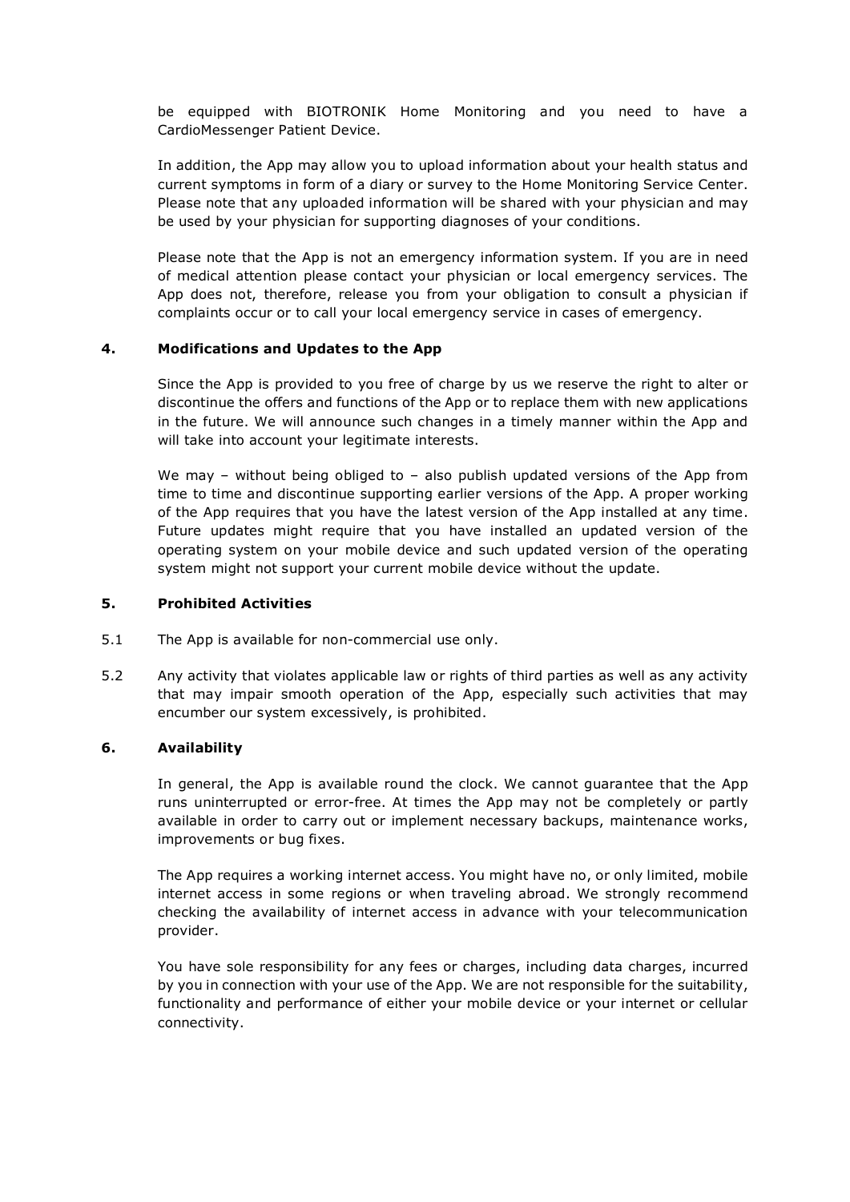be equipped with BIOTRONIK Home Monitoring and you need to have a CardioMessenger Patient Device.

In addition, the App may allow you to upload information about your health status and current symptoms in form of a diary or survey to the Home Monitoring Service Center. Please note that any uploaded information will be shared with your physician and may be used by your physician for supporting diagnoses of your conditions.

Please note that the App is not an emergency information system. If you are in need of medical attention please contact your physician or local emergency services. The App does not, therefore, release you from your obligation to consult a physician if complaints occur or to call your local emergency service in cases of emergency.

## 4. Modifications and Updates to the App

Since the App is provided to you free of charge by us we reserve the right to alter or discontinue the offers and functions of the App or to replace them with new applications in the future. We will announce such changes in a timely manner within the App and will take into account your legitimate interests.

We may – without being obliged to – also publish updated versions of the App from time to time and discontinue supporting earlier versions of the App. A proper working of the App requires that you have the latest version of the App installed at any time. Future updates might require that you have installed an updated version of the operating system on your mobile device and such updated version of the operating system might not support your current mobile device without the update.

## 5. Prohibited Activities

5.1 The App is available for non-commercial use only.

5.2 Any activity that violates applicable law or rights of third parties as well as any activity that may impair smooth operation of the App, especially such activities that may encumber our system excessively, is prohibited.

## 6. Availability

In general, the App is available round the clock. We cannot guarantee that the App runs uninterrupted or error-free. At times the App may not be completely or partly available in order to carry out or implement necessary backups, maintenance works, improvements or bug fixes.

The App requires a working internet access. You might have no, or only limited, mobile internet access in some regions or when traveling abroad. We strongly recommend checking the availability of internet access in advance with your telecommunication provider.

You have sole responsibility for any fees or charges, including data charges, incurred by you in connection with your use of the App. We are not responsible for the suitability, functionality and performance of either your mobile device or your internet or cellular connectivity.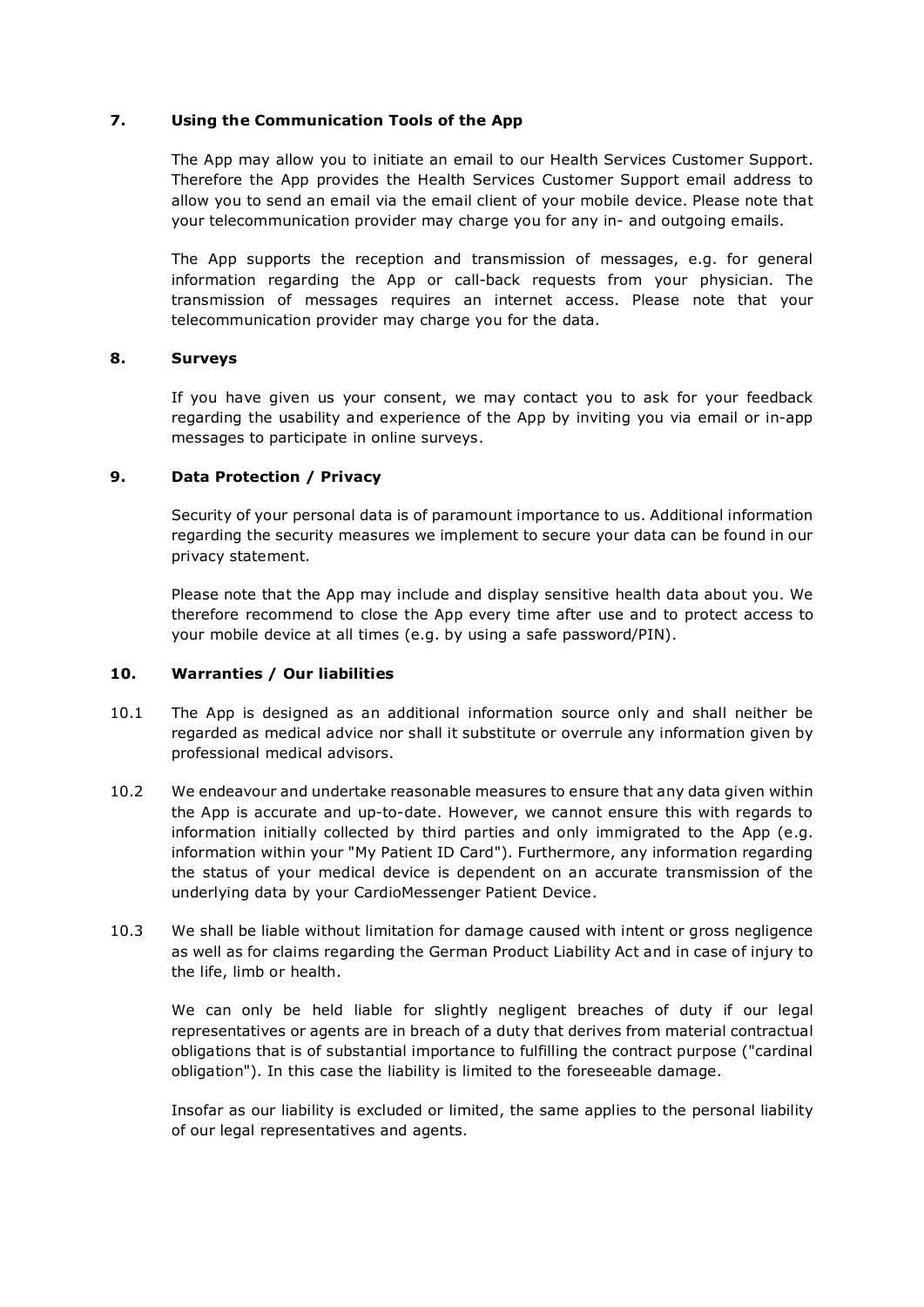## 7. Using the Communication Tools of the App

The App may allow you to initiate an email to our Health Services Customer Support. Therefore the App provides the Health Services Customer Support email address to allow you to send an email via the email client of your mobile device. Please note that your telecommunication provider may charge you for any in- and outgoing emails.

The App supports the reception and transmission of messages, e.g. for general information regarding the App or call-back requests from your physician. The transmission of messages requires an internet access. Please note that your telecommunication provider may charge you for the data.

## 8. Surveys

If you have given us your consent, we may contact you to ask for your feedback regarding the usability and experience of the App by inviting you via email or in-app messages to participate in online surveys.

## 9. Data Protection / Privacy

Security of your personal data is of paramount importance to us. Additional information regarding the security measures we implement to secure your data can be found in our privacy statement.

Please note that the App may include and display sensitive health data about you. We therefore recommend to close the App every time after use and to protect access to your mobile device at all times (e.g. by using a safe password/PIN).

## 10. Warranties / Our liabilities

10.1 The App is designed as an additional information source only and shall neither be regarded as medical advice nor shall it substitute or overrule any information given by professional medical advisors.

10.2 We endeavour and undertake reasonable measures to ensure that any data given within the App is accurate and up-to-date. However, we cannot ensure this with regards to information initially collected by third parties and only immigrated to the App (e.g. information within your "My Patient ID Card"). Furthermore, any information regarding the status of your medical device is dependent on an accurate transmission of the underlying data by your CardioMessenger Patient Device.

10.3 We shall be liable without limitation for damage caused with intent or gross negligence as well as for claims regarding the German Product Liability Act and in case of injury to the life, limb or health.

We can only be held liable for slightly negligent breaches of duty if our legal representatives or agents are in breach of a duty that derives from material contractual obligations that is of substantial importance to fulfilling the contract purpose ("cardinal obligation"). In this case the liability is limited to the foreseeable damage.

Insofar as our liability is excluded or limited, the same applies to the personal liability of our legal representatives and agents.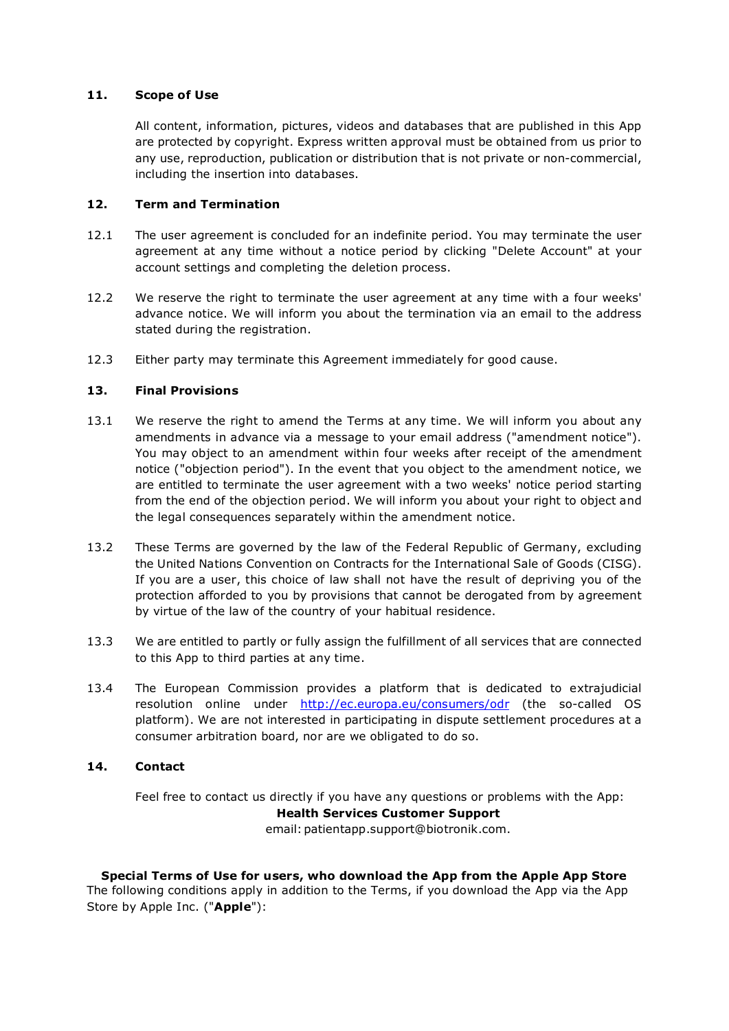## 11. Scope of Use

All content, information, pictures, videos and databases that are published in this App are protected by copyright. Express written approval must be obtained from us prior to any use, reproduction, publication or distribution that is not private or non-commercial, including the insertion into databases.

## 12. Term and Termination

12.1 The user agreement is concluded for an indefinite period. You may terminate the user agreement at any time without a notice period by clicking "Delete Account" at your account settings and completing the deletion process.

12.2 We reserve the right to terminate the user agreement at any time with a four weeks' advance notice. We will inform you about the termination via an email to the address stated during the registration.

12.3 Either party may terminate this Agreement immediately for good cause.

## 13. Final Provisions

13.1 We reserve the right to amend the Terms at any time. We will inform you about any amendments in advance via a message to your email address ("amendment notice"). You may object to an amendment within four weeks after receipt of the amendment notice ("objection period"). In the event that you object to the amendment notice, we are entitled to terminate the user agreement with a two weeks' notice period starting from the end of the objection period. We will inform you about your right to object and the legal consequences separately within the amendment notice.

13.2 These Terms are governed by the law of the Federal Republic of Germany, excluding the United Nations Convention on Contracts for the International Sale of Goods (CISG). If you are a user, this choice of law shall not have the result of depriving you of the protection afforded to you by provisions that cannot be derogated from by agreement by virtue of the law of the country of your habitual residence.

13.3 We are entitled to partly or fully assign the fulfillment of all services that are connected to this App to third parties at any time.

13.4 The European Commission provides a platform that is dedicated to extrajudicial resolution online under [http://ec.europa.eu/consumers/odr](http://ec.europa.eu/consumers/odr) (the so-called OS platform). We are not interested in participating in dispute settlement procedures at a consumer arbitration board, nor are we obligated to do so.

## 14. Contact

Feel free to contact us directly if you have any questions or problems with the App:

**Health Services Customer Support**

email: patientapp.support@biotronik.com.

**Special Terms of Use for users, who download the App from the Apple App Store**

The following conditions apply in addition to the Terms, if you download the App via the App Store by Apple Inc. ("**Apple**"):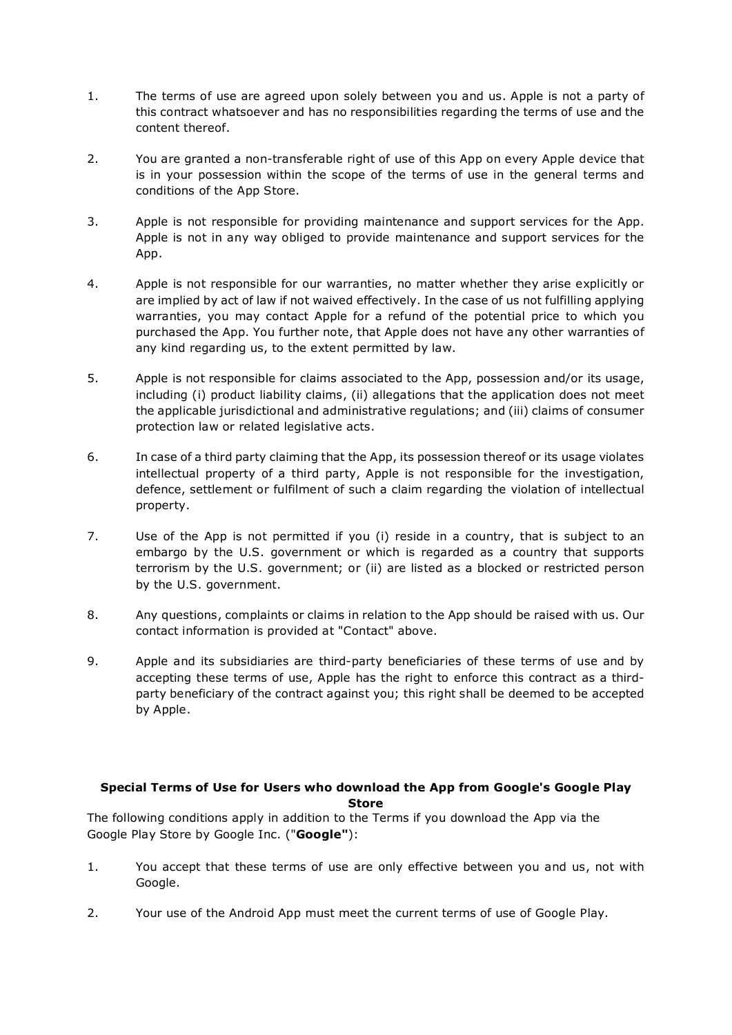1. The terms of use are agreed upon solely between you and us. Apple is not a party of this contract whatsoever and has no responsibilities regarding the terms of use and the content thereof.

2. You are granted a non-transferable right of use of this App on every Apple device that is in your possession within the scope of the terms of use in the general terms and conditions of the App Store.

3. Apple is not responsible for providing maintenance and support services for the App. Apple is not in any way obliged to provide maintenance and support services for the App.

4. Apple is not responsible for our warranties, no matter whether they arise explicitly or are implied by act of law if not waived effectively. In the case of us not fulfilling applying warranties, you may contact Apple for a refund of the potential price to which you purchased the App. You further note, that Apple does not have any other warranties of any kind regarding us, to the extent permitted by law.

5. Apple is not responsible for claims associated to the App, possession and/or its usage, including (i) product liability claims, (ii) allegations that the application does not meet the applicable jurisdictional and administrative regulations; and (iii) claims of consumer protection law or related legislative acts.

6. In case of a third party claiming that the App, its possession thereof or its usage violates intellectual property of a third party, Apple is not responsible for the investigation, defence, settlement or fulfilment of such a claim regarding the violation of intellectual property.

7. Use of the App is not permitted if you (i) reside in a country, that is subject to an embargo by the U.S. government or which is regarded as a country that supports terrorism by the U.S. government; or (ii) are listed as a blocked or restricted person by the U.S. government.

8. Any questions, complaints or claims in relation to the App should be raised with us. Our contact information is provided at "Contact" above.

9. Apple and its subsidiaries are third-party beneficiaries of these terms of use and by accepting these terms of use, Apple has the right to enforce this contract as a third-party beneficiary of the contract against you; this right shall be deemed to be accepted by Apple.

**Special Terms of Use for Users who download the App from Google's Google Play Store**

The following conditions apply in addition to the Terms if you download the App via the Google Play Store by Google Inc. ("**Google"**):

1. You accept that these terms of use are only effective between you and us, not with Google.

2. Your use of the Android App must meet the current terms of use of Google Play.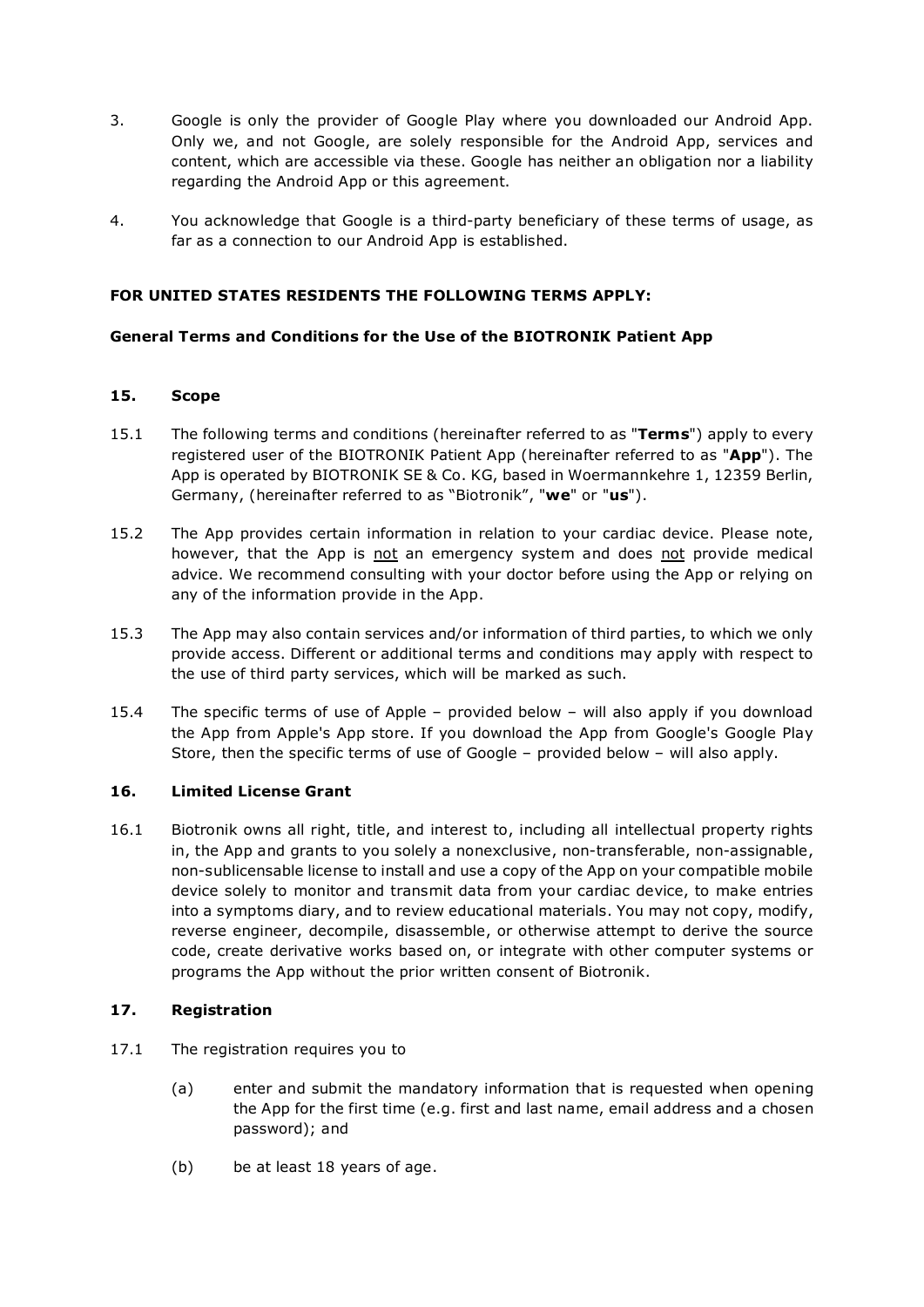3. Google is only the provider of Google Play where you downloaded our Android App. Only we, and not Google, are solely responsible for the Android App, services and content, which are accessible via these. Google has neither an obligation nor a liability regarding the Android App or this agreement.

4. You acknowledge that Google is a third-party beneficiary of these terms of usage, as far as a connection to our Android App is established.

**FOR UNITED STATES RESIDENTS THE FOLLOWING TERMS APPLY:**

**General Terms and Conditions for the Use of the BIOTRONIK Patient App**

## 15. Scope

15.1 The following terms and conditions (hereinafter referred to as "**Terms**") apply to every registered user of the BIOTRONIK Patient App (hereinafter referred to as "**App**"). The App is operated by BIOTRONIK SE & Co. KG, based in Woermannkehre 1, 12359 Berlin, Germany, (hereinafter referred to as "Biotronik", "**we**" or "**us**").

15.2 The App provides certain information in relation to your cardiac device. Please note, however, that the App is not an emergency system and does not provide medical advice. We recommend consulting with your doctor before using the App or relying on any of the information provide in the App.

15.3 The App may also contain services and/or information of third parties, to which we only provide access. Different or additional terms and conditions may apply with respect to the use of third party services, which will be marked as such.

15.4 The specific terms of use of Apple – provided below – will also apply if you download the App from Apple's App store. If you download the App from Google's Google Play Store, then the specific terms of use of Google – provided below – will also apply.

## 16. Limited License Grant

16.1 Biotronik owns all right, title, and interest to, including all intellectual property rights in, the App and grants to you solely a nonexclusive, non-transferable, non-assignable, non-sublicensable license to install and use a copy of the App on your compatible mobile device solely to monitor and transmit data from your cardiac device, to make entries into a symptoms diary, and to review educational materials. You may not copy, modify, reverse engineer, decompile, disassemble, or otherwise attempt to derive the source code, create derivative works based on, or integrate with other computer systems or programs the App without the prior written consent of Biotronik.

## 17. Registration

17.1 The registration requires you to

(a) enter and submit the mandatory information that is requested when opening the App for the first time (e.g. first and last name, email address and a chosen password); and

(b) be at least 18 years of age.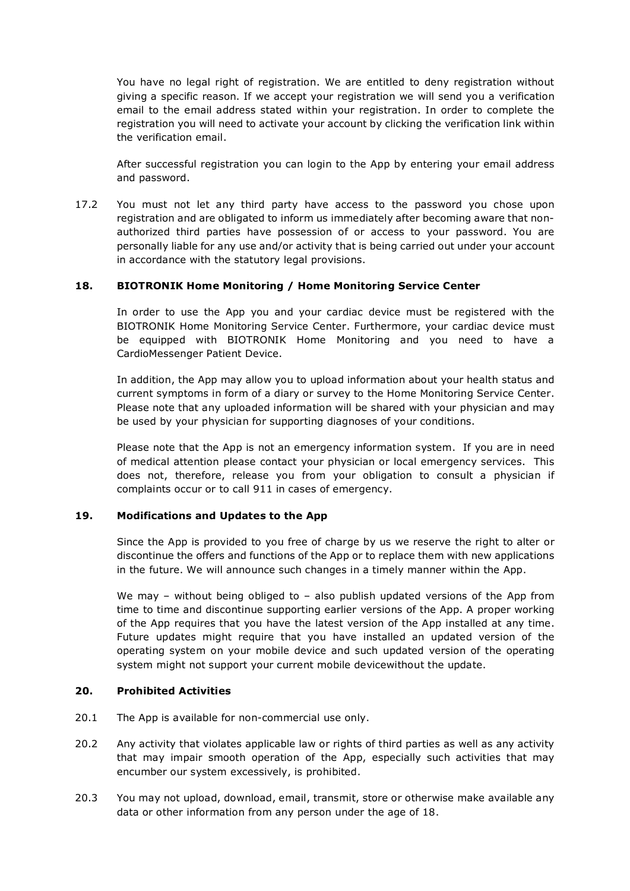You have no legal right of registration. We are entitled to deny registration without giving a specific reason. If we accept your registration we will send you a verification email to the email address stated within your registration. In order to complete the registration you will need to activate your account by clicking the verification link within the verification email.

After successful registration you can login to the App by entering your email address and password.

17.2 You must not let any third party have access to the password you chose upon registration and are obligated to inform us immediately after becoming aware that non-authorized third parties have possession of or access to your password. You are personally liable for any use and/or activity that is being carried out under your account in accordance with the statutory legal provisions.

## 18. BIOTRONIK Home Monitoring / Home Monitoring Service Center

In order to use the App you and your cardiac device must be registered with the BIOTRONIK Home Monitoring Service Center. Furthermore, your cardiac device must be equipped with BIOTRONIK Home Monitoring and you need to have a CardioMessenger Patient Device.

In addition, the App may allow you to upload information about your health status and current symptoms in form of a diary or survey to the Home Monitoring Service Center. Please note that any uploaded information will be shared with your physician and may be used by your physician for supporting diagnoses of your conditions.

Please note that the App is not an emergency information system. If you are in need of medical attention please contact your physician or local emergency services. This does not, therefore, release you from your obligation to consult a physician if complaints occur or to call 911 in cases of emergency.

## 19. Modifications and Updates to the App

Since the App is provided to you free of charge by us we reserve the right to alter or discontinue the offers and functions of the App or to replace them with new applications in the future. We will announce such changes in a timely manner within the App.

We may – without being obliged to – also publish updated versions of the App from time to time and discontinue supporting earlier versions of the App. A proper working of the App requires that you have the latest version of the App installed at any time. Future updates might require that you have installed an updated version of the operating system on your mobile device and such updated version of the operating system might not support your current mobile devicewithout the update.

## 20. Prohibited Activities

20.1 The App is available for non-commercial use only.

20.2 Any activity that violates applicable law or rights of third parties as well as any activity that may impair smooth operation of the App, especially such activities that may encumber our system excessively, is prohibited.

20.3 You may not upload, download, email, transmit, store or otherwise make available any data or other information from any person under the age of 18.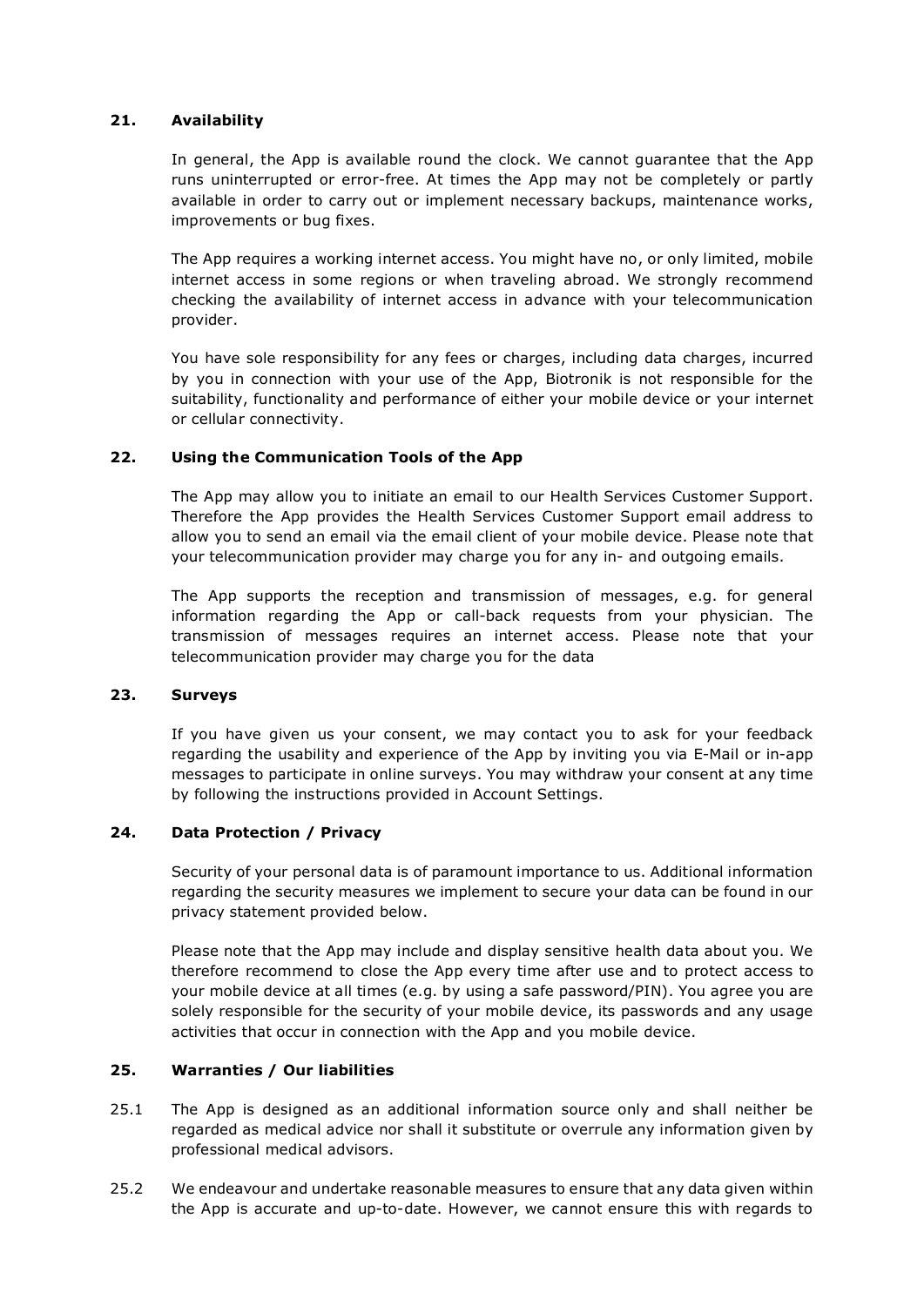## 21. Availability

In general, the App is available round the clock. We cannot guarantee that the App runs uninterrupted or error-free. At times the App may not be completely or partly available in order to carry out or implement necessary backups, maintenance works, improvements or bug fixes.

The App requires a working internet access. You might have no, or only limited, mobile internet access in some regions or when traveling abroad. We strongly recommend checking the availability of internet access in advance with your telecommunication provider.

You have sole responsibility for any fees or charges, including data charges, incurred by you in connection with your use of the App, Biotronik is not responsible for the suitability, functionality and performance of either your mobile device or your internet or cellular connectivity.

## 22. Using the Communication Tools of the App

The App may allow you to initiate an email to our Health Services Customer Support. Therefore the App provides the Health Services Customer Support email address to allow you to send an email via the email client of your mobile device. Please note that your telecommunication provider may charge you for any in- and outgoing emails.

The App supports the reception and transmission of messages, e.g. for general information regarding the App or call-back requests from your physician. The transmission of messages requires an internet access. Please note that your telecommunication provider may charge you for the data

## 23. Surveys

If you have given us your consent, we may contact you to ask for your feedback regarding the usability and experience of the App by inviting you via E-Mail or in-app messages to participate in online surveys. You may withdraw your consent at any time by following the instructions provided in Account Settings.

## 24. Data Protection / Privacy

Security of your personal data is of paramount importance to us. Additional information regarding the security measures we implement to secure your data can be found in our privacy statement provided below.

Please note that the App may include and display sensitive health data about you. We therefore recommend to close the App every time after use and to protect access to your mobile device at all times (e.g. by using a safe password/PIN). You agree you are solely responsible for the security of your mobile device, its passwords and any usage activities that occur in connection with the App and you mobile device.

## 25. Warranties / Our liabilities

25.1 The App is designed as an additional information source only and shall neither be regarded as medical advice nor shall it substitute or overrule any information given by professional medical advisors.

25.2 We endeavour and undertake reasonable measures to ensure that any data given within the App is accurate and up-to-date. However, we cannot ensure this with regards to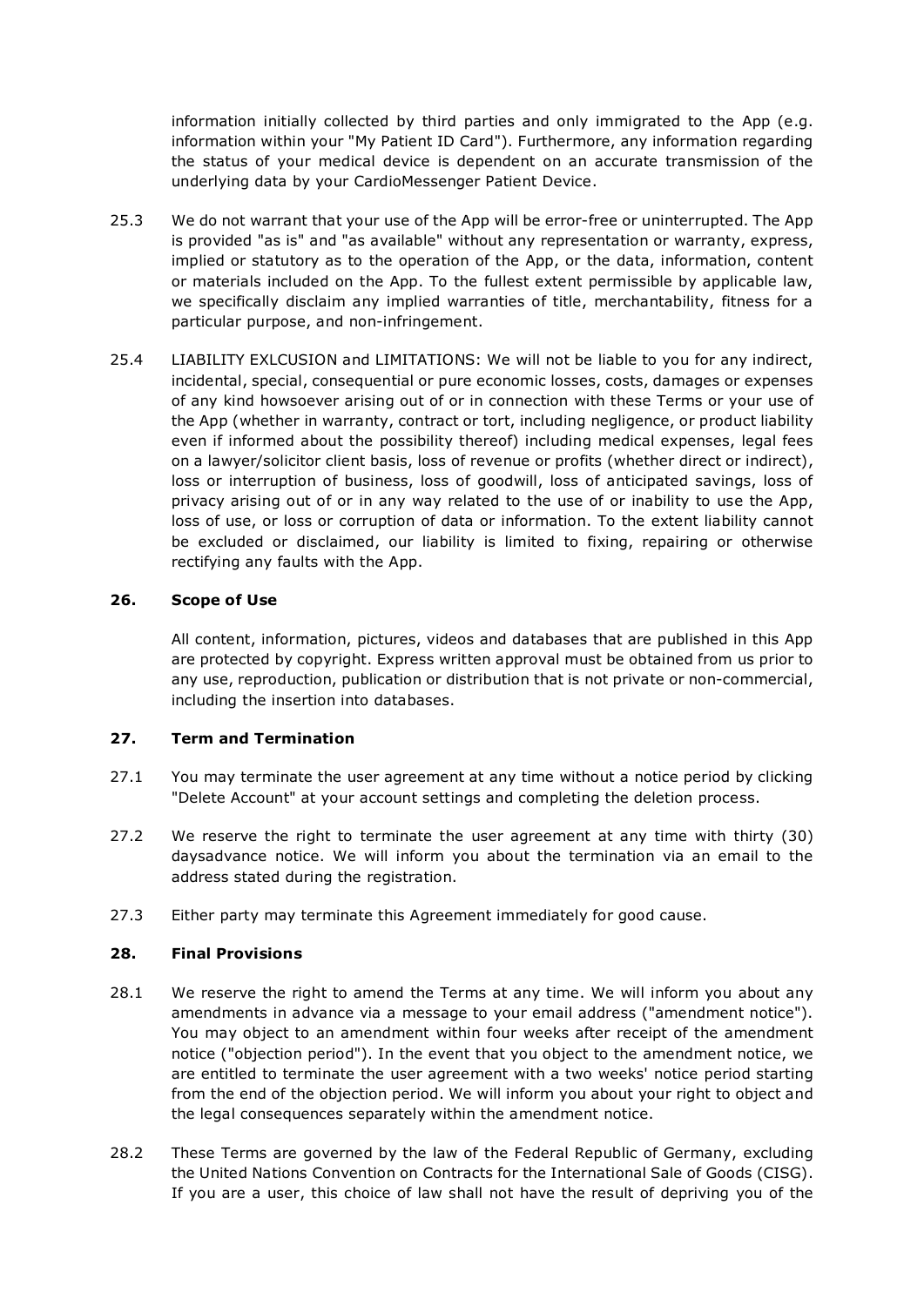information initially collected by third parties and only immigrated to the App (e.g. information within your "My Patient ID Card"). Furthermore, any information regarding the status of your medical device is dependent on an accurate transmission of the underlying data by your CardioMessenger Patient Device.

25.3 We do not warrant that your use of the App will be error-free or uninterrupted. The App is provided "as is" and "as available" without any representation or warranty, express, implied or statutory as to the operation of the App, or the data, information, content or materials included on the App. To the fullest extent permissible by applicable law, we specifically disclaim any implied warranties of title, merchantability, fitness for a particular purpose, and non-infringement.

25.4 LIABILITY EXLCUSION and LIMITATIONS: We will not be liable to you for any indirect, incidental, special, consequential or pure economic losses, costs, damages or expenses of any kind howsoever arising out of or in connection with these Terms or your use of the App (whether in warranty, contract or tort, including negligence, or product liability even if informed about the possibility thereof) including medical expenses, legal fees on a lawyer/solicitor client basis, loss of revenue or profits (whether direct or indirect), loss or interruption of business, loss of goodwill, loss of anticipated savings, loss of privacy arising out of or in any way related to the use of or inability to use the App, loss of use, or loss or corruption of data or information. To the extent liability cannot be excluded or disclaimed, our liability is limited to fixing, repairing or otherwise rectifying any faults with the App.

## 26. Scope of Use

All content, information, pictures, videos and databases that are published in this App are protected by copyright. Express written approval must be obtained from us prior to any use, reproduction, publication or distribution that is not private or non-commercial, including the insertion into databases.

## 27. Term and Termination

27.1 You may terminate the user agreement at any time without a notice period by clicking "Delete Account" at your account settings and completing the deletion process.

27.2 We reserve the right to terminate the user agreement at any time with thirty (30) daysadvance notice. We will inform you about the termination via an email to the address stated during the registration.

27.3 Either party may terminate this Agreement immediately for good cause.

## 28. Final Provisions

28.1 We reserve the right to amend the Terms at any time. We will inform you about any amendments in advance via a message to your email address ("amendment notice"). You may object to an amendment within four weeks after receipt of the amendment notice ("objection period"). In the event that you object to the amendment notice, we are entitled to terminate the user agreement with a two weeks' notice period starting from the end of the objection period. We will inform you about your right to object and the legal consequences separately within the amendment notice.

28.2 These Terms are governed by the law of the Federal Republic of Germany, excluding the United Nations Convention on Contracts for the International Sale of Goods (CISG). If you are a user, this choice of law shall not have the result of depriving you of the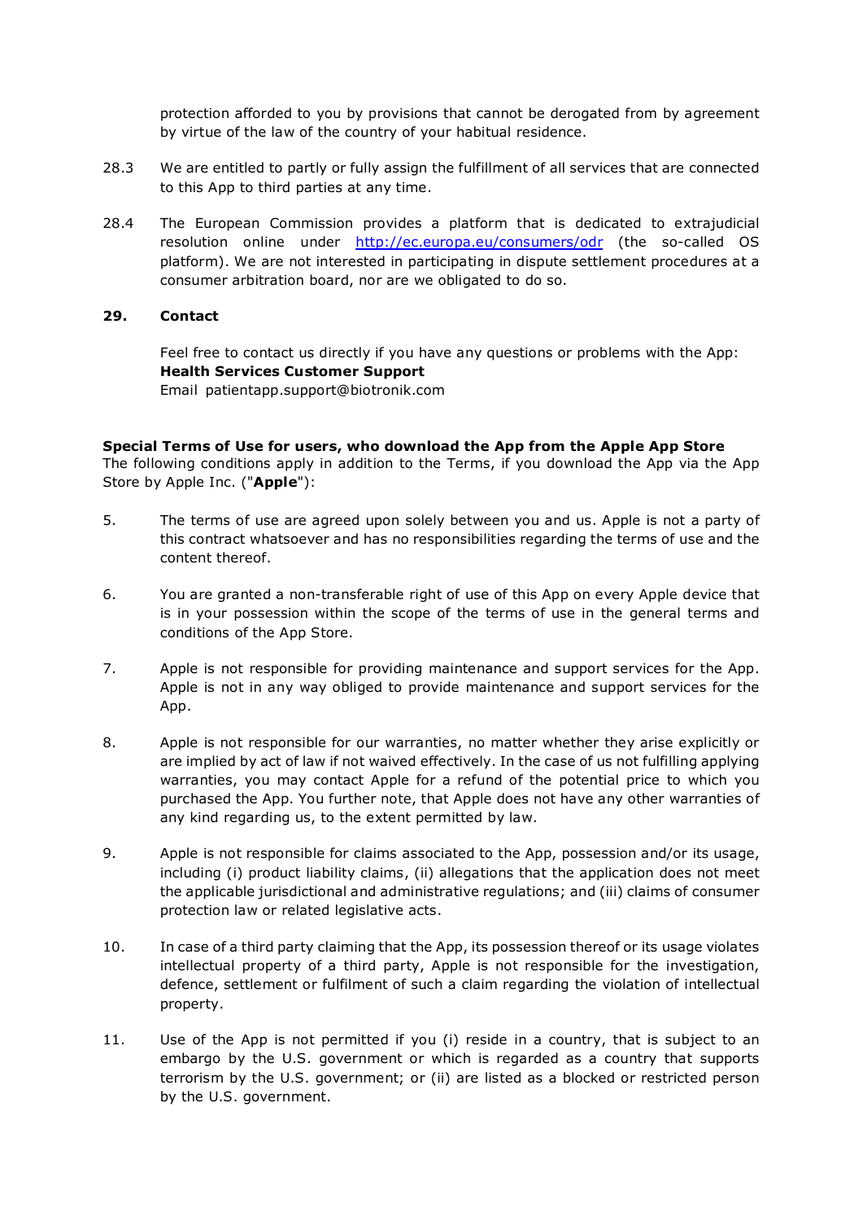protection afforded to you by provisions that cannot be derogated from by agreement by virtue of the law of the country of your habitual residence.

28.3 We are entitled to partly or fully assign the fulfillment of all services that are connected to this App to third parties at any time.

28.4 The European Commission provides a platform that is dedicated to extrajudicial resolution online under [http://ec.europa.eu/consumers/odr](http://ec.europa.eu/consumers/odr) (the so-called OS platform). We are not interested in participating in dispute settlement procedures at a consumer arbitration board, nor are we obligated to do so.

## 29. Contact

Feel free to contact us directly if you have any questions or problems with the App:
**Health Services Customer Support**
Email patientapp.support@biotronik.com

**Special Terms of Use for users, who download the App from the Apple App Store**
The following conditions apply in addition to the Terms, if you download the App via the App Store by Apple Inc. ("**Apple**"):

5. The terms of use are agreed upon solely between you and us. Apple is not a party of this contract whatsoever and has no responsibilities regarding the terms of use and the content thereof.

6. You are granted a non-transferable right of use of this App on every Apple device that is in your possession within the scope of the terms of use in the general terms and conditions of the App Store.

7. Apple is not responsible for providing maintenance and support services for the App. Apple is not in any way obliged to provide maintenance and support services for the App.

8. Apple is not responsible for our warranties, no matter whether they arise explicitly or are implied by act of law if not waived effectively. In the case of us not fulfilling applying warranties, you may contact Apple for a refund of the potential price to which you purchased the App. You further note, that Apple does not have any other warranties of any kind regarding us, to the extent permitted by law.

9. Apple is not responsible for claims associated to the App, possession and/or its usage, including (i) product liability claims, (ii) allegations that the application does not meet the applicable jurisdictional and administrative regulations; and (iii) claims of consumer protection law or related legislative acts.

10. In case of a third party claiming that the App, its possession thereof or its usage violates intellectual property of a third party, Apple is not responsible for the investigation, defence, settlement or fulfilment of such a claim regarding the violation of intellectual property.

11. Use of the App is not permitted if you (i) reside in a country, that is subject to an embargo by the U.S. government or which is regarded as a country that supports terrorism by the U.S. government; or (ii) are listed as a blocked or restricted person by the U.S. government.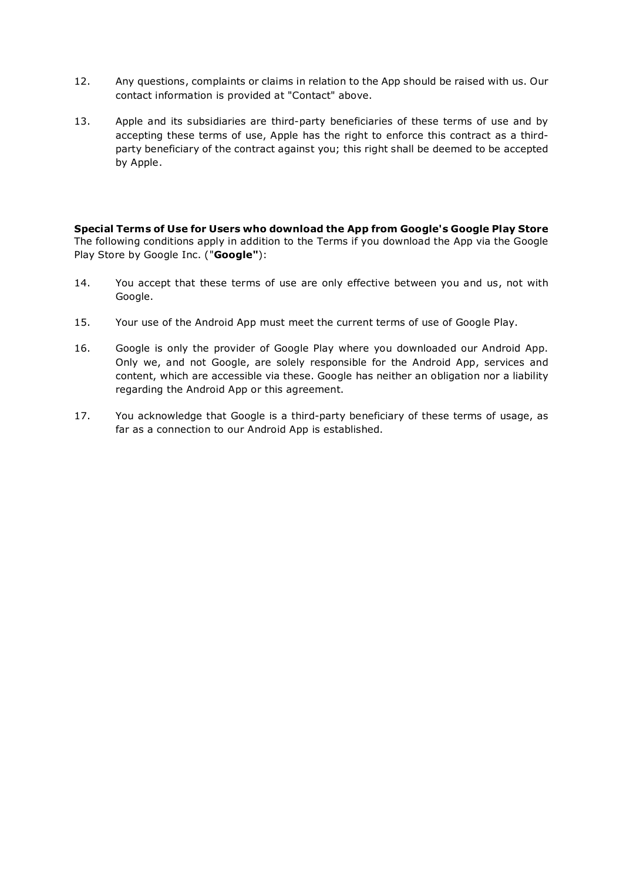12. Any questions, complaints or claims in relation to the App should be raised with us. Our contact information is provided at "Contact" above.

13. Apple and its subsidiaries are third-party beneficiaries of these terms of use and by accepting these terms of use, Apple has the right to enforce this contract as a third-party beneficiary of the contract against you; this right shall be deemed to be accepted by Apple.

**Special Terms of Use for Users who download the App from Google's Google Play Store**
The following conditions apply in addition to the Terms if you download the App via the Google Play Store by Google Inc. ("**Google"**):

14. You accept that these terms of use are only effective between you and us, not with Google.

15. Your use of the Android App must meet the current terms of use of Google Play.

16. Google is only the provider of Google Play where you downloaded our Android App. Only we, and not Google, are solely responsible for the Android App, services and content, which are accessible via these. Google has neither an obligation nor a liability regarding the Android App or this agreement.

17. You acknowledge that Google is a third-party beneficiary of these terms of usage, as far as a connection to our Android App is established.